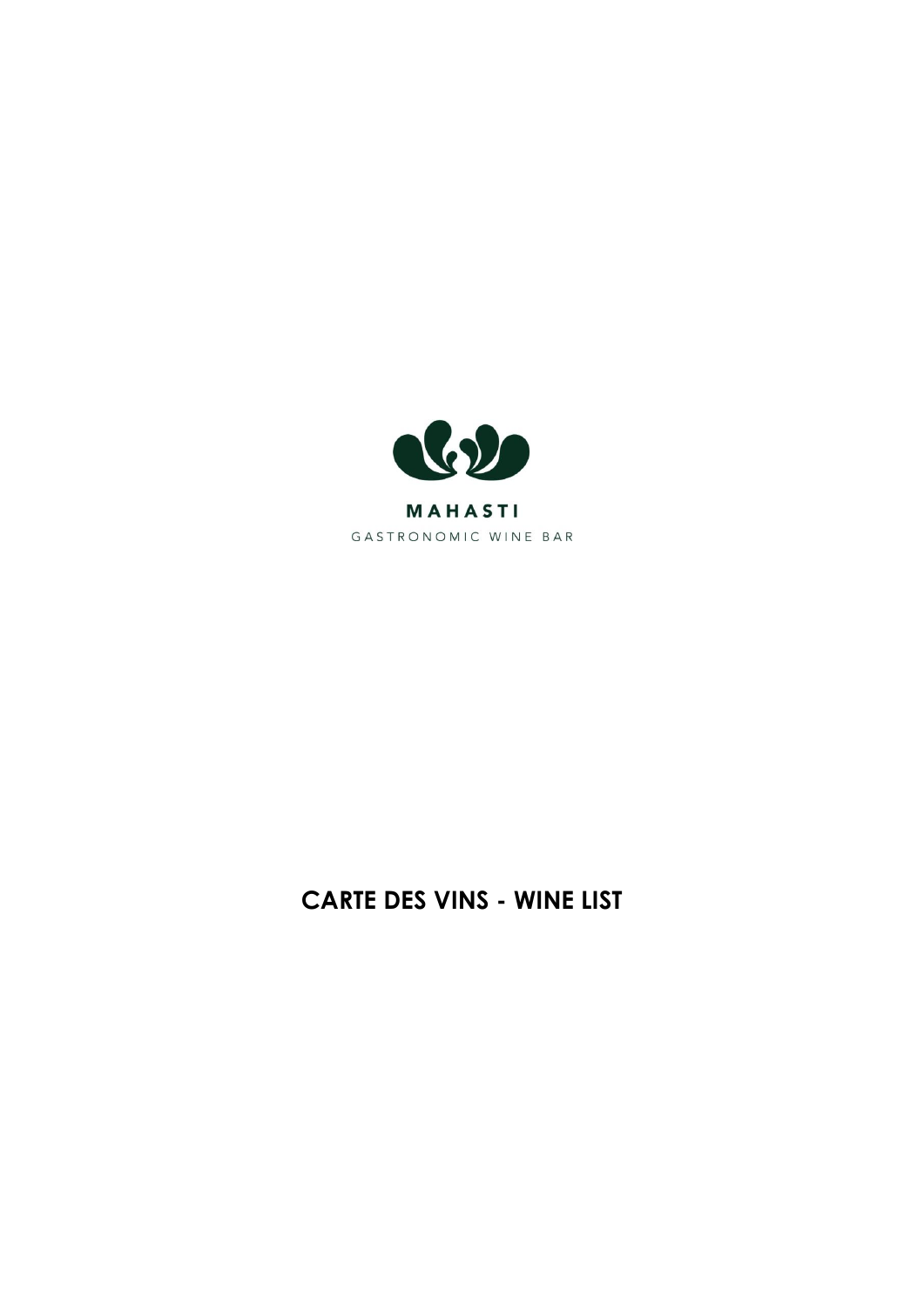MAHASTI

GASTRONOMIC WINE BAR

# CARTE DES VINS - WINE LIST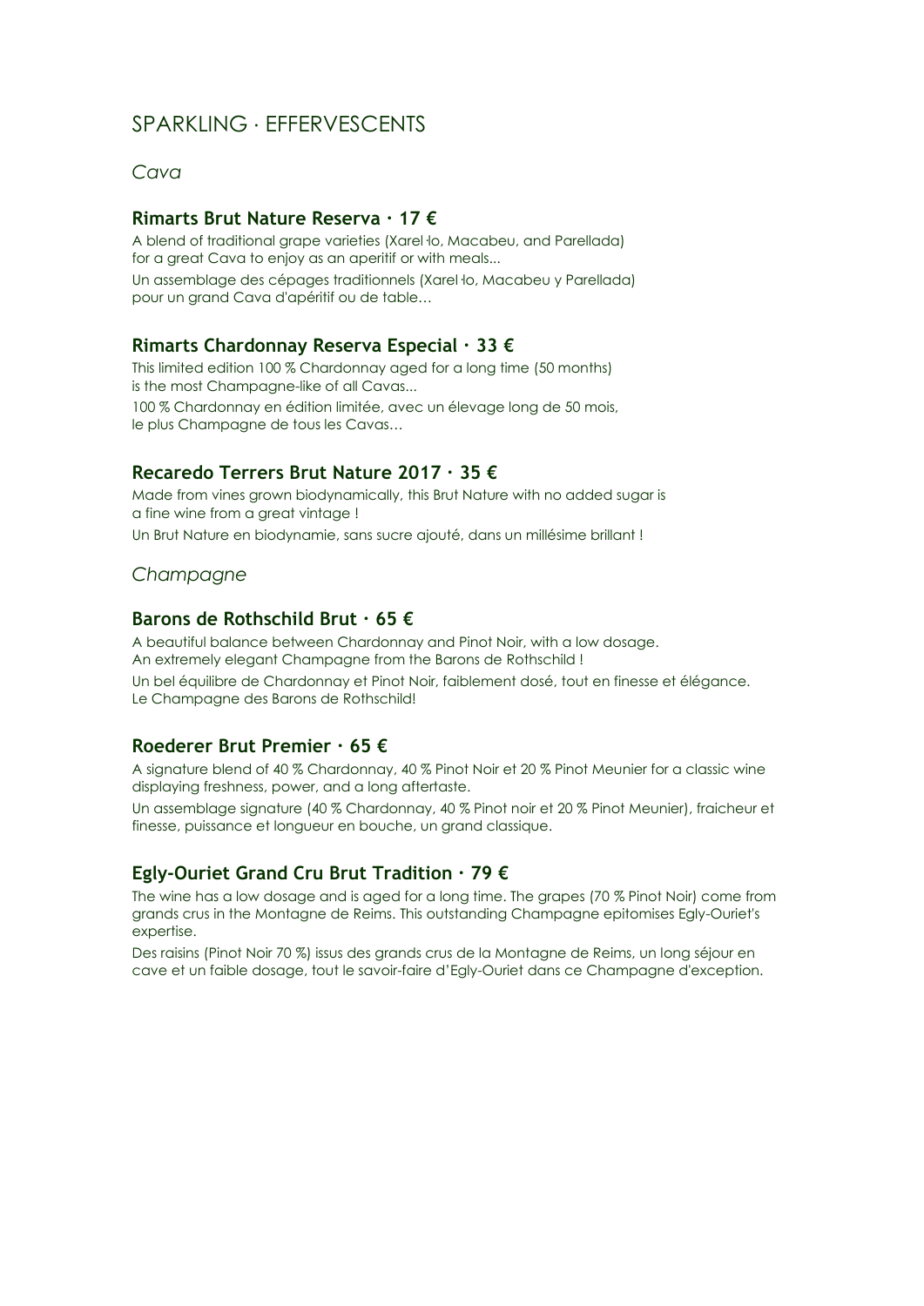# SPARKLING · EFFERVESCENTS

## *Cava*

### Rimarts Brut Nature Reserva · 17 €

A blend of traditional grape varieties (Xarel·lo, Macabeu, and Parellada) for a great Cava to enjoy as an aperitif or with meals...

Un assemblage des cépages traditionnels (Xarel·lo, Macabeu y Parellada) pour un grand Cava d'apéritif ou de table…

### Rimarts Chardonnay Reserva Especial · 33 €

This limited edition 100 % Chardonnay aged for a long time (50 months) is the most Champagne-like of all Cavas...

100 % Chardonnay en édition limitée, avec un élevage long de 50 mois, le plus Champagne de tous les Cavas…

### Recaredo Terrers Brut Nature 2017 · 35 €

Made from vines grown biodynamically, this Brut Nature with no added sugar is a fine wine from a great vintage !

Un Brut Nature en biodynamie, sans sucre ajouté, dans un millésime brillant !

## *Champagne*

### Barons de Rothschild Brut · 65 €

A beautiful balance between Chardonnay and Pinot Noir, with a low dosage. An extremely elegant Champagne from the Barons de Rothschild !

Un bel équilibre de Chardonnay et Pinot Noir, faiblement dosé, tout en finesse et élégance. Le Champagne des Barons de Rothschild!

### Roederer Brut Premier · 65 €

A signature blend of 40 % Chardonnay, 40 % Pinot Noir and 20 % Pinot Meunier for a classic wine displaying freshness, power, and a long aftertaste.

Un assemblage signature (40 % Chardonnay, 40 % Pinot noir et 20 % Pinot Meunier), fraicheur et finesse, puissance et longueur en bouche, un grand classique.

### Egly-Ouriet Grand Cru Brut Tradition · 79 €

The wine has a low dosage and is aged for a long time. The grapes (70 % Pinot Noir) come from grands crus in the Montagne de Reims. This outstanding Champagne epitomises Egly-Ouriet's expertise.

Des raisins (Pinot Noir 70 %) issus des grands crus de la Montagne de Reims, un long séjour en cave et un faible dosage, tout le savoir-faire d'Egly-Ouriet dans ce Champagne d'exception.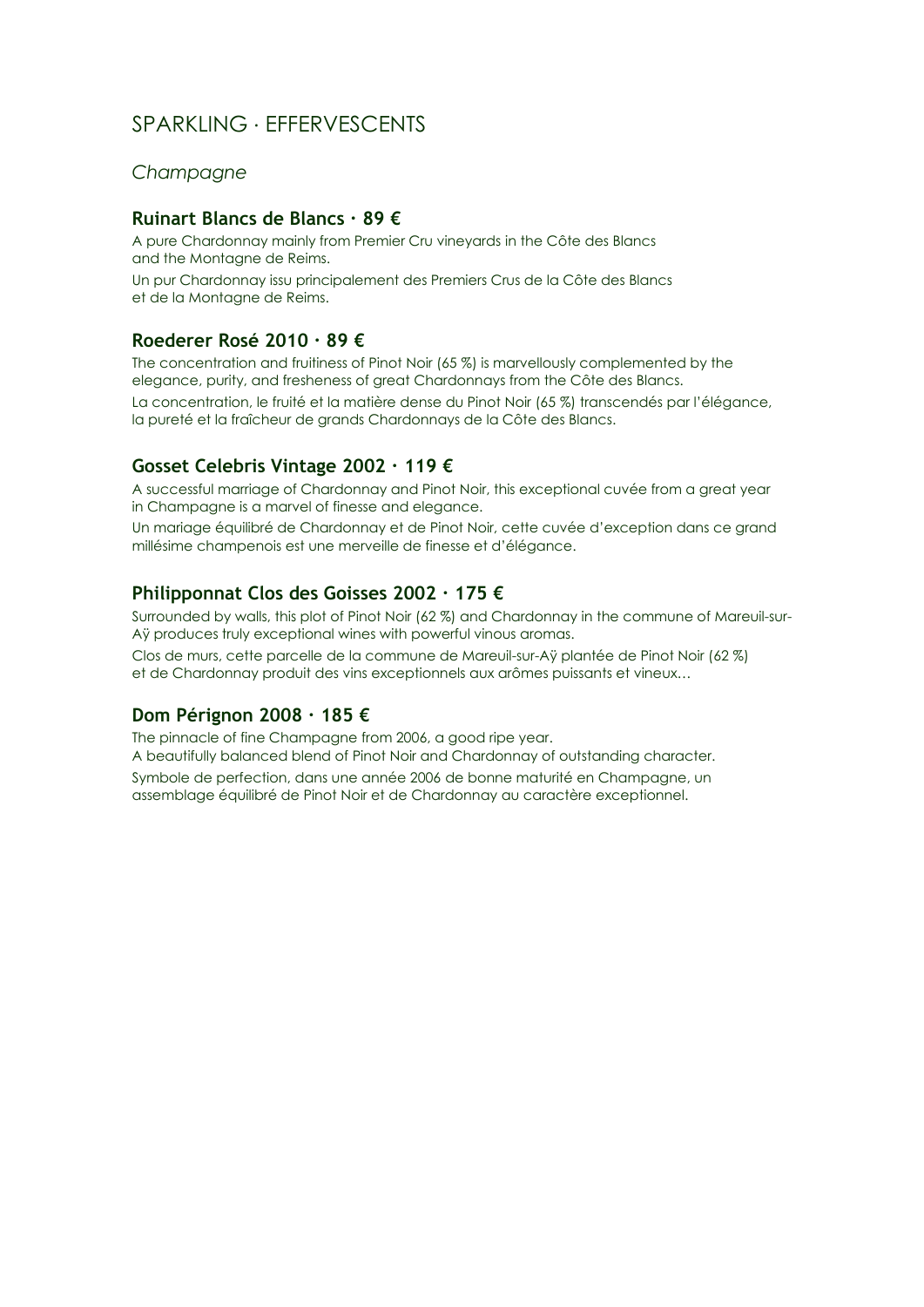# SPARKLING · EFFERVESCENTS

## *Champagne*

### **Ruinart Blancs de Blancs · 89 €**

A pure Chardonnay mainly from Premier Cru vineyards in the Côte des Blancs and the Montagne de Reims.

Un pur Chardonnay issu principalement des Premiers Crus de la Côte des Blancs et de la Montagne de Reims.

### **Roederer Rosé 2010 · 89 €**

The concentration and fruitiness of Pinot Noir (65 %) is marvellously complemented by the elegance, purity, and fresheness of great Chardonnays from the Côte des Blancs.

La concentration, le fruité et la matière dense du Pinot Noir (65 %) transcendés par l'élégance, la pureté et la fraîcheur de grands Chardonnays de la Côte des Blancs.

### **Gosset Celebris Vintage 2002 · 119 €**

A successful marriage of Chardonnay and Pinot Noir, this exceptional cuvée from a great year in Champagne is a marvel of finesse and elegance.

Un mariage équilibré de Chardonnay et de Pinot Noir, cette cuvée d'exception dans ce grand millésime champenois est une merveille de finesse et d'élégance.

### **Philipponnat Clos des Goisses 2002 · 175 €**

Surrounded by walls, this plot of Pinot Noir (62 %) and Chardonnay in the commune of Mareuil-sur-Aÿ produces truly exceptional wines with powerful vinous aromas.

Clos de murs, cette parcelle de la commune de Mareuil-sur-Aÿ plantée de Pinot Noir (62 %) et de Chardonnay produit des vins exceptionnels aux arômes puissants et vineux…

### **Dom Pérignon 2008 · 185 €**

The pinnacle of fine Champagne from 2006, a good ripe year.
A beautifully balanced blend of Pinot Noir and Chardonnay of outstanding character.

Symbole de perfection, dans une année 2006 de bonne maturité en Champagne, un assemblage équilibré de Pinot Noir et de Chardonnay au caractère exceptionnel.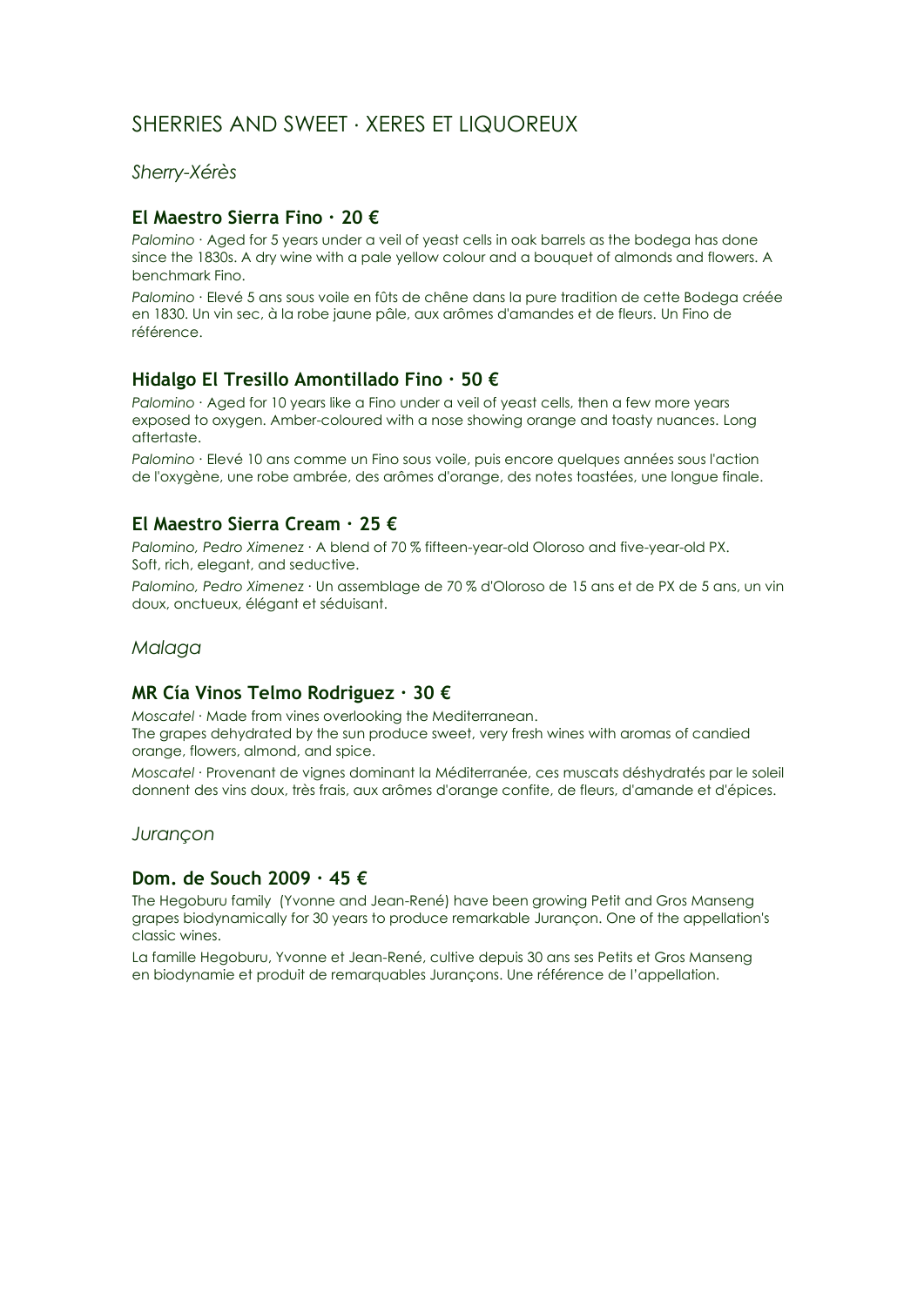# SHERRIES AND SWEET · XERES ET LIQUOREUX

## *Sherry-Xérès*

### El Maestro Sierra Fino · 20 €

*Palomino* · Aged for 5 years under a veil of yeast cells in oak barrels as the bodega has done since the 1830s. A dry wine with a pale yellow colour and a bouquet of almonds and flowers. A benchmark Fino.

*Palomino* · Elevé 5 ans sous voile en fûts de chêne dans la pure tradition de cette Bodega créée en 1830. Un vin sec, à la robe jaune pâle, aux arômes d'amandes et de fleurs. Un Fino de référence.

### Hidalgo El Tresillo Amontillado Fino · 50 €

*Palomino* · Aged for 10 years like a Fino under a veil of yeast cells, then a few more years exposed to oxygen. Amber-coloured with a nose showing orange and toasty nuances. Long aftertaste.

*Palomino* · Elevé 10 ans comme un Fino sous voile, puis encore quelques années sous l'action de l'oxygène, une robe ambrée, des arômes d'orange, des notes toastées, une longue finale.

### El Maestro Sierra Cream · 25 €

*Palomino, Pedro Ximenez* · A blend of 70 % fifteen-year-old Oloroso and five-year-old PX. Soft, rich, elegant, and seductive.

*Palomino, Pedro Ximenez* · Un assemblage de 70 % d'Oloroso de 15 ans et de PX de 5 ans, un vin doux, onctueux, élégant et séduisant.

## *Malaga*

### MR Cía Vinos Telmo Rodriguez · 30 €

*Moscatel* · Made from vines overlooking the Mediterranean.
The grapes dehydrated by the sun produce sweet, very fresh wines with aromas of candied orange, flowers, almond, and spice.

*Moscatel* · Provenant de vignes dominant la Méditerranée, ces muscats déshydratés par le soleil donnent des vins doux, très frais, aux arômes d'orange confite, de fleurs, d'amande et d'épices.

## *Jurançon*

### Dom. de Souch 2009 · 45 €

The Hegoburu family (Yvonne and Jean-René) have been growing Petit and Gros Manseng grapes biodynamically for 30 years to produce remarkable Jurançon. One of the appellation's classic wines.

La famille Hegoburu, Yvonne et Jean-René, cultive depuis 30 ans ses Petits et Gros Manseng en biodynamie et produit de remarquables Jurançons. Une référence de l'appellation.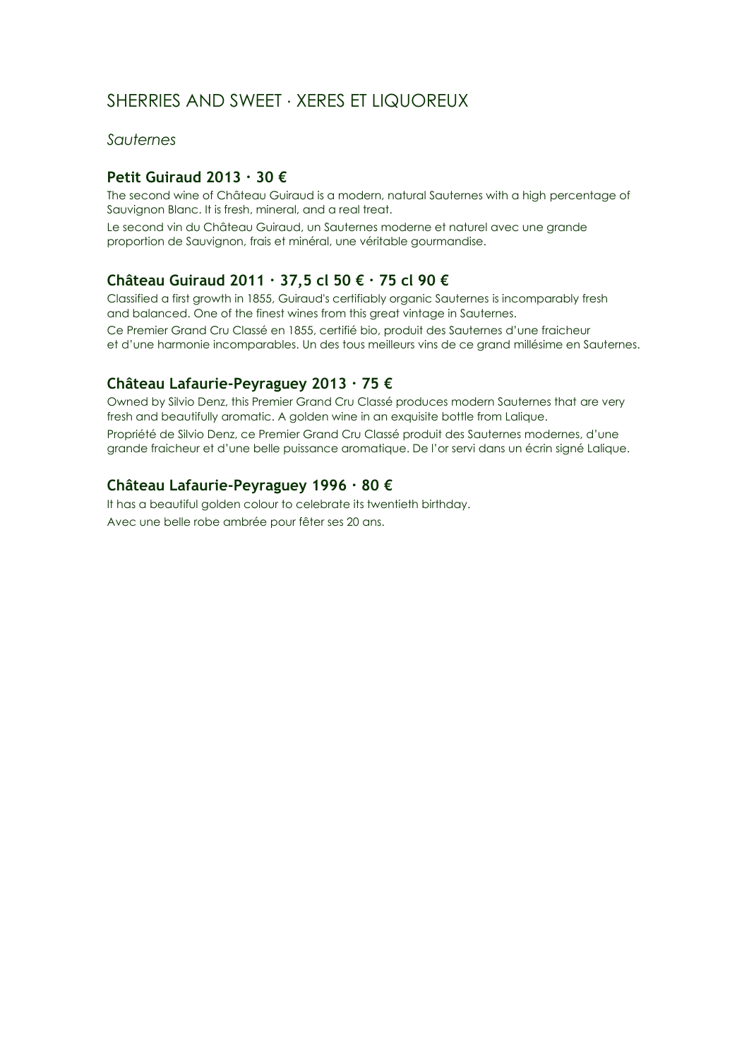# SHERRIES AND SWEET · XERES ET LIQUOREUX

## *Sauternes*

### Petit Guiraud 2013 · 30 €

The second wine of Château Guiraud is a modern, natural Sauternes with a high percentage of Sauvignon Blanc. It is fresh, mineral, and a real treat.

Le second vin du Château Guiraud, un Sauternes moderne et naturel avec une grande proportion de Sauvignon, frais et minéral, une véritable gourmandise.

### Château Guiraud 2011 · 37,5 cl 50 € · 75 cl 90 €

Classified a first growth in 1855, Guiraud's certifiably organic Sauternes is incomparably fresh and balanced. One of the finest wines from this great vintage in Sauternes.

Ce Premier Grand Cru Classé en 1855, certifié bio, produit des Sauternes d'une fraicheur et d'une harmonie incomparables. Un des tous meilleurs vins de ce grand millésime en Sauternes.

### Château Lafaurie-Peyraguey 2013 · 75 €

Owned by Silvio Denz, this Premier Grand Cru Classé produces modern Sauternes that are very fresh and beautifully aromatic. A golden wine in an exquisite bottle from Lalique.

Propriété de Silvio Denz, ce Premier Grand Cru Classé produit des Sauternes modernes, d'une grande fraicheur et d'une belle puissance aromatique. De l'or servi dans un écrin signé Lalique.

### Château Lafaurie-Peyraguey 1996 · 80 €

It has a beautiful golden colour to celebrate its twentieth birthday.

Avec une belle robe ambrée pour fêter ses 20 ans.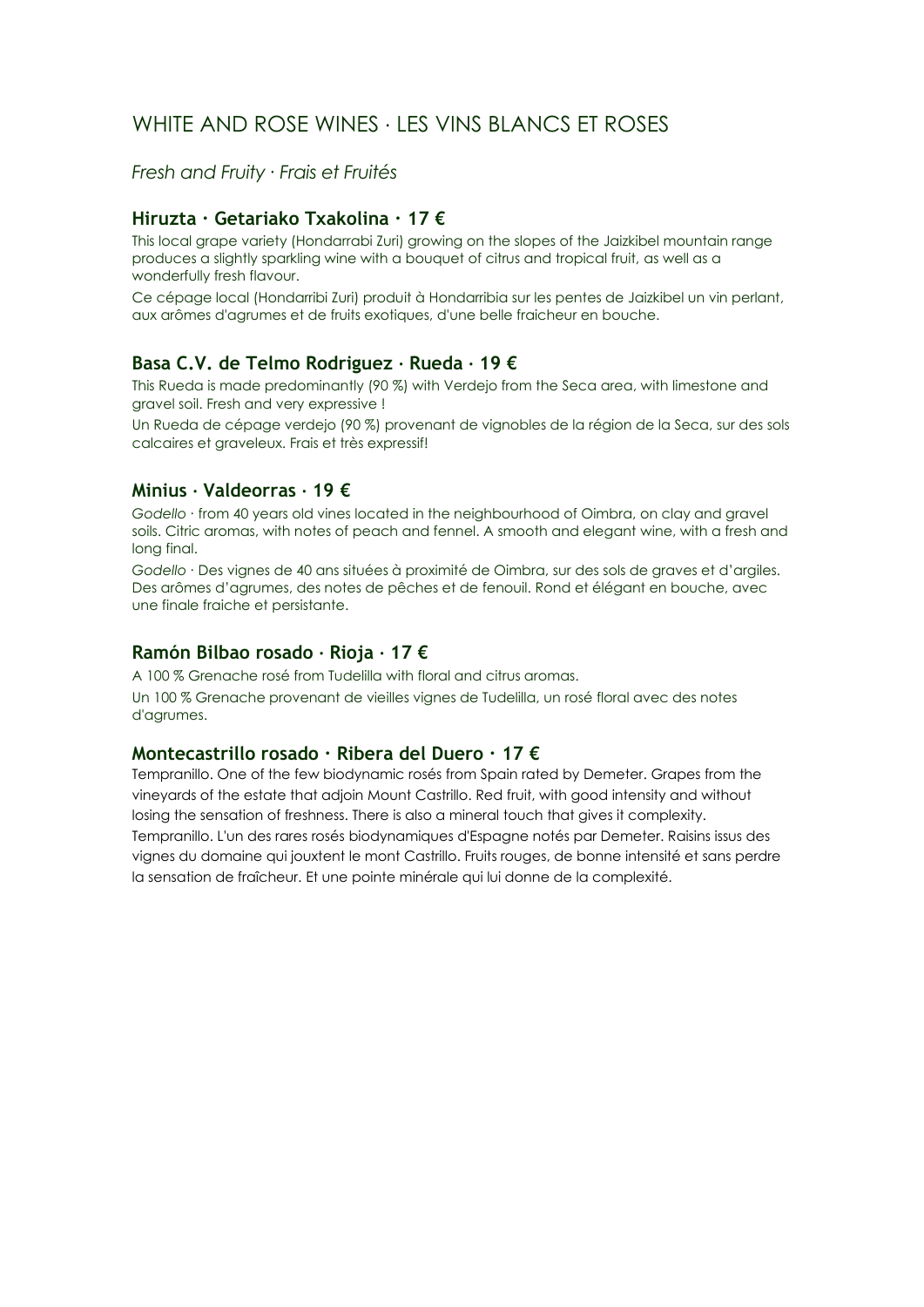## WHITE AND ROSE WINES · LES VINS BLANCS ET ROSES

*Fresh and Fruity · Frais et Fruités*

### Hiruzta · Getariako Txakolina · 17 €

This local grape variety (Hondarrabi Zuri) growing on the slopes of the Jaizkibel mountain range produces a slightly sparkling wine with a bouquet of citrus and tropical fruit, as well as a wonderfully fresh flavour.

Ce cépage local (Hondarribi Zuri) produit à Hondarribia sur les pentes de Jaizkibel un vin perlant, aux arômes d'agrumes et de fruits exotiques, d'une belle fraicheur en bouche.

### Basa C.V. de Telmo Rodriguez · Rueda · 19 €

This Rueda is made predominantly (90 %) with Verdejo from the Seca area, with limestone and gravel soil. Fresh and very expressive !

Un Rueda de cépage verdejo (90 %) provenant de vignobles de la région de la Seca, sur des sols calcaires et graveleux. Frais et très expressif!

### Minius · Valdeorras · 19 €

*Godello* · from 40 years old vines located in the neighbourhood of Oimbra, on clay and gravel soils. Citric aromas, with notes of peach and fennel. A smooth and elegant wine, with a fresh and long final.

*Godello* · Des vignes de 40 ans situées à proximité de Oimbra, sur des sols de graves et d'argiles. Des arômes d'agrumes, des notes de pêches et de fenouil. Rond et élégant en bouche, avec une finale fraiche et persistante.

### Ramón Bilbao rosado · Rioja · 17 €

A 100 % Grenache rosé from Tudelilla with floral and citrus aromas.

Un 100 % Grenache provenant de vieilles vignes de Tudelilla, un rosé floral avec des notes d'agrumes.

### Montecastrillo rosado · Ribera del Duero · 17 €

Tempranillo. One of the few biodynamic rosés from Spain rated by Demeter. Grapes from the vineyards of the estate that adjoin Mount Castrillo. Red fruit, with good intensity and without losing the sensation of freshness. There is also a mineral touch that gives it complexity.

Tempranillo. L'un des rares rosés biodynamiques d'Espagne notés par Demeter. Raisins issus des vignes du domaine qui jouxtent le mont Castrillo. Fruits rouges, de bonne intensité et sans perdre la sensation de fraîcheur. Et une pointe minérale qui lui donne de la complexité.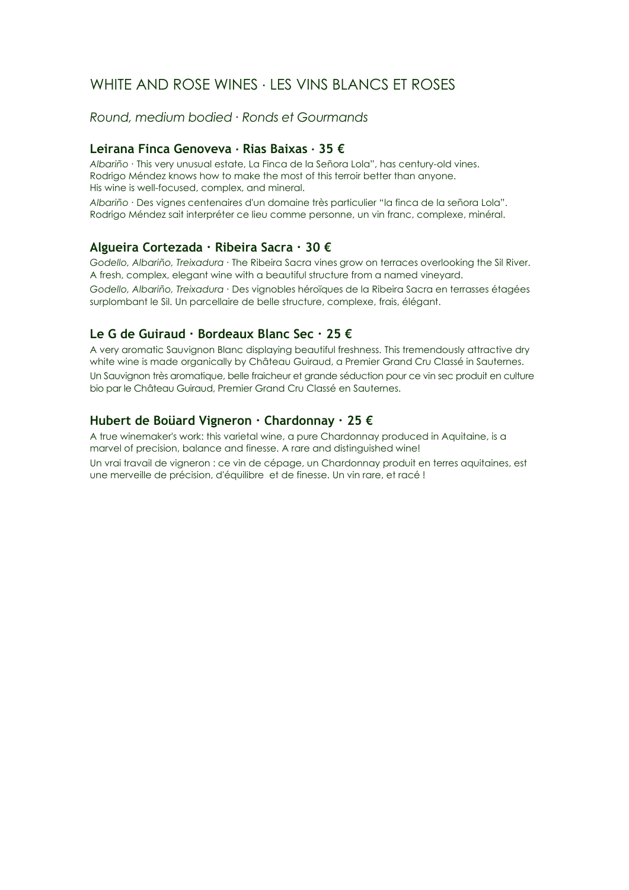# WHITE AND ROSE WINES · LES VINS BLANCS ET ROSES

## *Round, medium bodied · Ronds et Gourmands*

### Leirana Finca Genoveva · Rias Baixas · 35 €

*Albariño* · This very unusual estate, La Finca de la Señora Lola", has century-old vines. Rodrigo Méndez knows how to make the most of this terroir better than anyone. His wine is well-focused, complex, and mineral.

*Albariño* · Des vignes centenaires d'un domaine très particulier "la finca de la señora Lola". Rodrigo Méndez sait interpréter ce lieu comme personne, un vin franc, complexe, minéral.

### Algueira Cortezada · Ribeira Sacra · 30 €

*Godello, Albariño, Treixadura* · The Ribeira Sacra vines grow on terraces overlooking the Sil River. A fresh, complex, elegant wine with a beautiful structure from a named vineyard.

*Godello, Albariño, Treixadura* · Des vignobles héroïques de la Ribeira Sacra en terrasses étagées surplombant le Sil. Un parcellaire de belle structure, complexe, frais, élégant.

### Le G de Guiraud · Bordeaux Blanc Sec · 25 €

A very aromatic Sauvignon Blanc displaying beautiful freshness. This tremendously attractive dry white wine is made organically by Château Guiraud, a Premier Grand Cru Classé in Sauternes.

Un Sauvignon très aromatique, belle fraicheur et grande séduction pour ce vin sec produit en culture bio par le Château Guiraud, Premier Grand Cru Classé en Sauternes.

### Hubert de Boüard Vigneron · Chardonnay · 25 €

A true winemaker's work: this varietal wine, a pure Chardonnay produced in Aquitaine, is a marvel of precision, balance and finesse. A rare and distinguished wine!

Un vrai travail de vigneron : ce vin de cépage, un Chardonnay produit en terres aquitaines, est une merveille de précision, d'équilibre et de finesse. Un vin rare, et racé !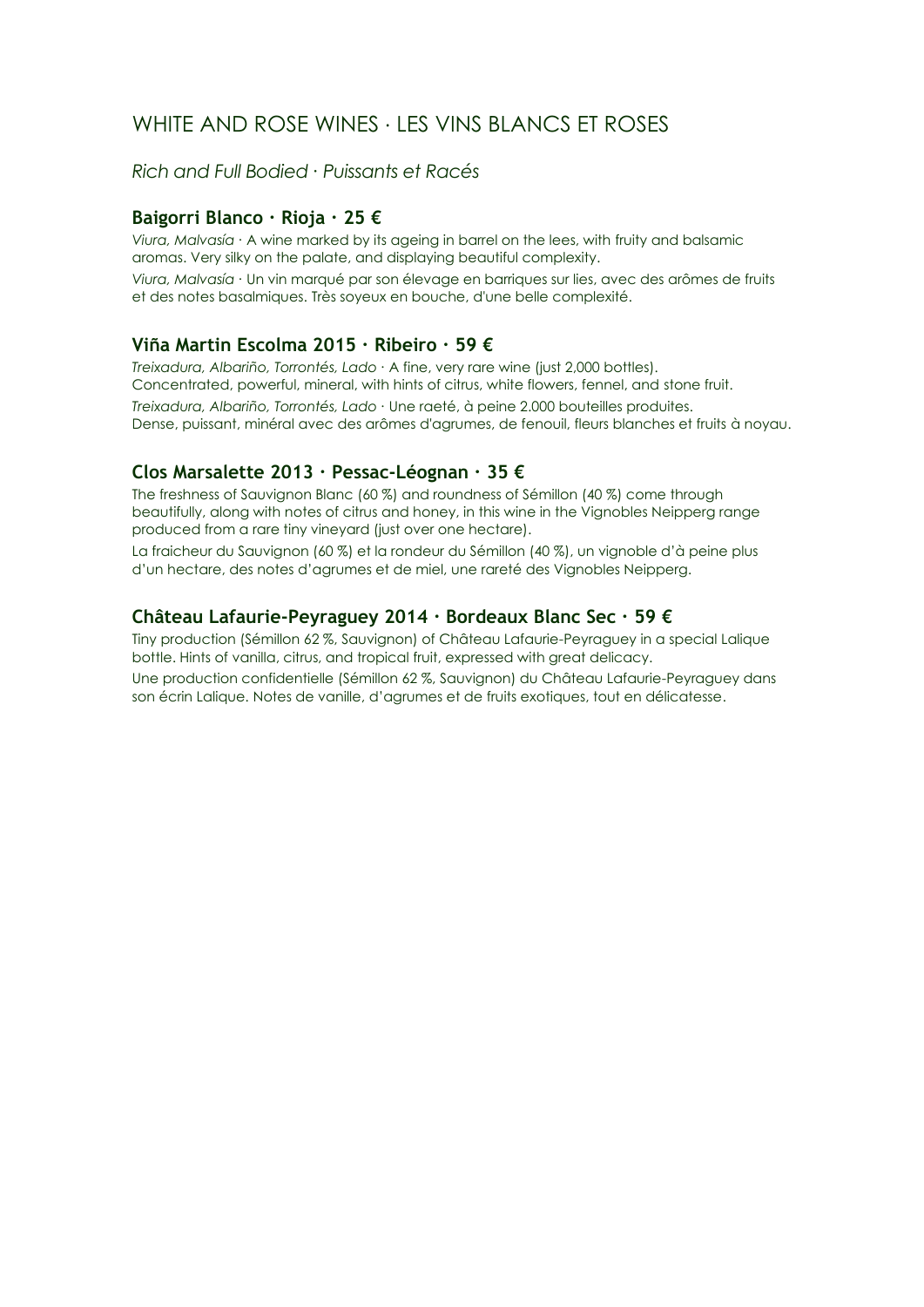# WHITE AND ROSE WINES · LES VINS BLANCS ET ROSES

*Rich and Full Bodied · Puissants et Racés*

### Baigorri Blanco · Rioja · 25 €

*Viura, Malvasía* · A wine marked by its ageing in barrel on the lees, with fruity and balsamic aromas. Very silky on the palate, and displaying beautiful complexity.

*Viura, Malvasía* · Un vin marqué par son élevage en barriques sur lies, avec des arômes de fruits et des notes basalmiques. Très soyeux en bouche, d'une belle complexité.

### Viña Martin Escolma 2015 · Ribeiro · 59 €

*Treixadura, Albariño, Torrontés, Lado* · A fine, very rare wine (just 2,000 bottles). Concentrated, powerful, mineral, with hints of citrus, white flowers, fennel, and stone fruit.

*Treixadura, Albariño, Torrontés, Lado* · Une raeté, à peine 2.000 bouteilles produites. Dense, puissant, minéral avec des arômes d'agrumes, de fenouil, fleurs blanches et fruits à noyau.

### Clos Marsalette 2013 · Pessac-Léognan · 35 €

The freshness of Sauvignon Blanc (60 %) and roundness of Sémillon (40 %) come through beautifully, along with notes of citrus and honey, in this wine in the Vignobles Neipperg range produced from a rare tiny vineyard (just over one hectare).

La fraicheur du Sauvignon (60 %) et la rondeur du Sémillon (40 %), un vignoble d'à peine plus d'un hectare, des notes d'agrumes et de miel, une rareté des Vignobles Neipperg.

### Château Lafaurie-Peyraguey 2014 · Bordeaux Blanc Sec · 59 €

Tiny production (Sémillon 62 %, Sauvignon) of Château Lafaurie-Peyraguey in a special Lalique bottle. Hints of vanilla, citrus, and tropical fruit, expressed with great delicacy.

Une production confidentielle (Sémillon 62 %, Sauvignon) du Château Lafaurie-Peyraguey dans son écrin Lalique. Notes de vanille, d'agrumes et de fruits exotiques, tout en délicatesse.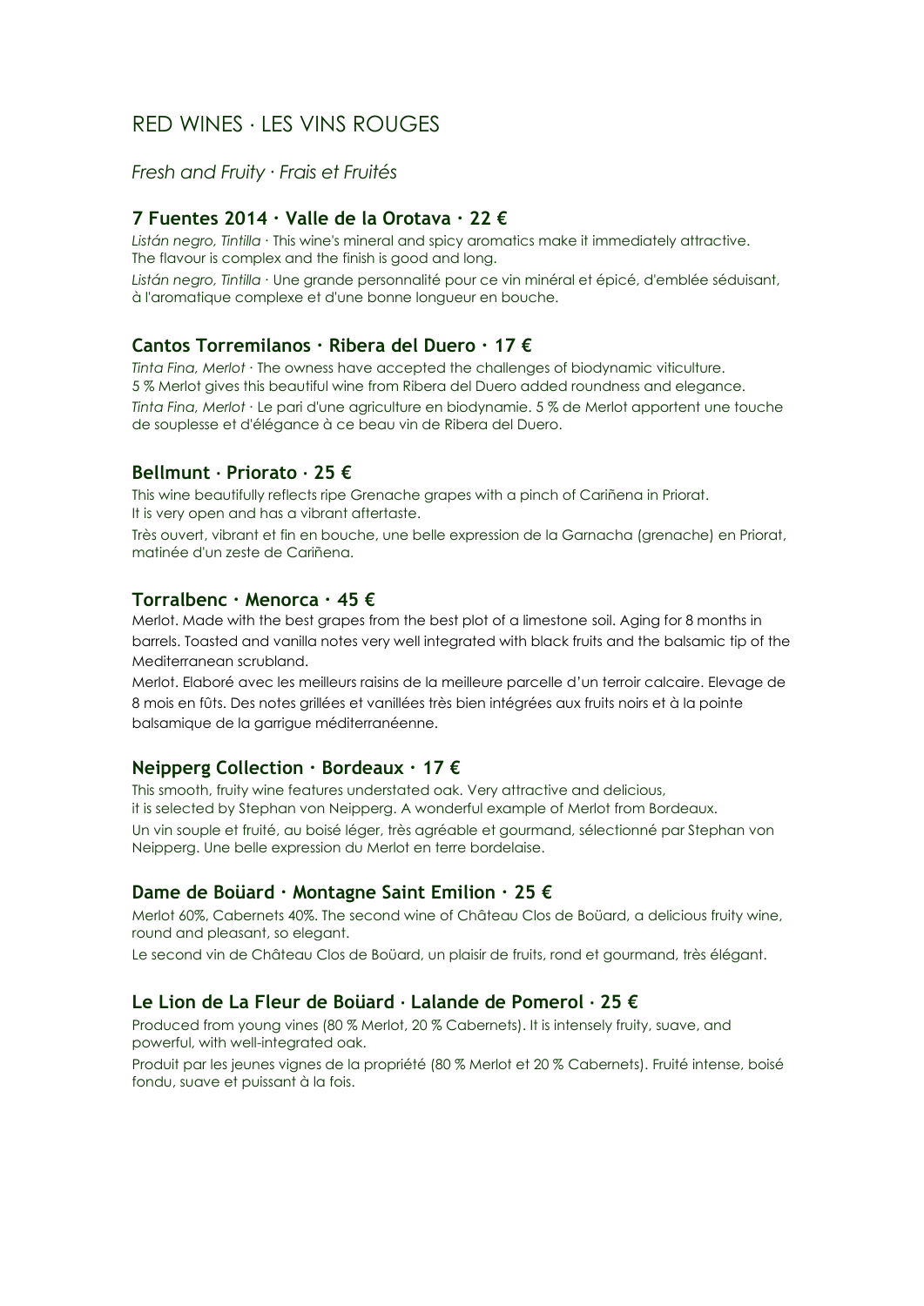# RED WINES · LES VINS ROUGES

## *Fresh and Fruity · Frais et Fruités*

### 7 Fuentes 2014 · Valle de la Orotava · 22 €

*Listán negro, Tintilla* · This wine's mineral and spicy aromatics make it immediately attractive. The flavour is complex and the finish is good and long.

*Listán negro, Tintilla* · Une grande personnalité pour ce vin minéral et épicé, d'emblée séduisant, à l'aromatique complexe et d'une bonne longueur en bouche.

### Cantos Torremilanos · Ribera del Duero · 17 €

*Tinta Fina, Merlot* · The owness have accepted the challenges of biodynamic viticulture. 5 % Merlot gives this beautiful wine from Ribera del Duero added roundness and elegance.

*Tinta Fina, Merlot* · Le pari d'une agriculture en biodynamie. 5 % de Merlot apportent une touche de souplesse et d'élégance à ce beau vin de Ribera del Duero.

### Bellmunt · Priorato · 25 €

This wine beautifully reflects ripe Grenache grapes with a pinch of Cariñena in Priorat. It is very open and has a vibrant aftertaste.

Très ouvert, vibrant et fin en bouche, une belle expression de la Garnacha (grenache) en Priorat, matinée d'un zeste de Cariñena.

### Torralbenc · Menorca · 45 €

Merlot. Made with the best grapes from the best plot of a limestone soil. Aging for 8 months in barrels. Toasted and vanilla notes very well integrated with black fruits and the balsamic tip of the Mediterranean scrubland.

Merlot. Elaboré avec les meilleurs raisins de la meilleure parcelle d'un terroir calcaire. Elevage de 8 mois en fûts. Des notes grillées et vanillées très bien intégrées aux fruits noirs et à la pointe balsamique de la garrigue méditerranéenne.

### Neipperg Collection · Bordeaux · 17 €

This smooth, fruity wine features understated oak. Very attractive and delicious, it is selected by Stephan von Neipperg. A wonderful example of Merlot from Bordeaux.

Un vin souple et fruité, au boisé léger, très agréable et gourmand, sélectionné par Stephan von Neipperg. Une belle expression du Merlot en terre bordelaise.

### Dame de Boüard · Montagne Saint Emilion · 25 €

Merlot 60%, Cabernets 40%. The second wine of Château Clos de Boüard, a delicious fruity wine, round and pleasant, so elegant.

Le second vin de Château Clos de Boüard, un plaisir de fruits, rond et gourmand, très élégant.

### Le Lion de La Fleur de Boüard · Lalande de Pomerol · 25 €

Produced from young vines (80 % Merlot, 20 % Cabernets). It is intensely fruity, suave, and powerful, with well-integrated oak.

Produit par les jeunes vignes de la propriété (80 % Merlot et 20 % Cabernets). Fruité intense, boisé fondu, suave et puissant à la fois.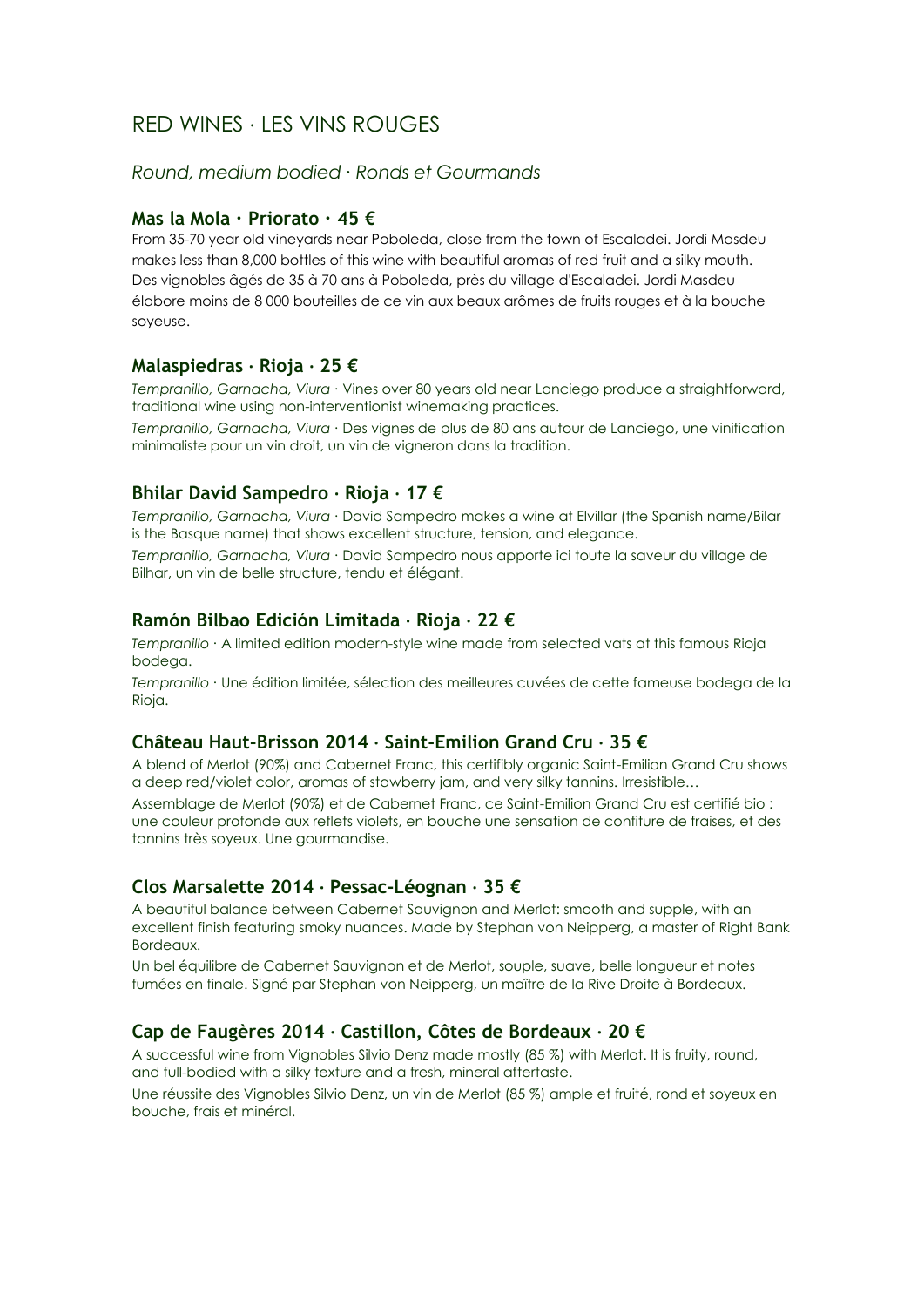# RED WINES · LES VINS ROUGES

## *Round, medium bodied · Ronds et Gourmands*

### Mas la Mola · Priorato · 45 €

From 35-70 year old vineyards near Poboleda, close from the town of Escaladei. Jordi Masdeu makes less than 8,000 bottles of this wine with beautiful aromas of red fruit and a silky mouth.
Des vignobles âgés de 35 à 70 ans à Poboleda, près du village d'Escaladei. Jordi Masdeu élabore moins de 8 000 bouteilles de ce vin aux beaux arômes de fruits rouges et à la bouche soyeuse.

### Malaspiedras · Rioja · 25 €

*Tempranillo, Garnacha, Viura* · Vines over 80 years old near Lanciego produce a straightforward, traditional wine using non-interventionist winemaking practices.

*Tempranillo, Garnacha, Viura* · Des vignes de plus de 80 ans autour de Lanciego, une vinification minimaliste pour un vin droit, un vin de vigneron dans la tradition.

### Bhilar David Sampedro · Rioja · 17 €

*Tempranillo, Garnacha, Viura* · David Sampedro makes a wine at Elvillar (the Spanish name/Bilar is the Basque name) that shows excellent structure, tension, and elegance.

*Tempranillo, Garnacha, Viura* · David Sampedro nous apporte ici toute la saveur du village de Bilhar, un vin de belle structure, tendu et élégant.

### Ramón Bilbao Edición Limitada · Rioja · 22 €

*Tempranillo* · A limited edition modern-style wine made from selected vats at this famous Rioja bodega.

*Tempranillo* · Une édition limitée, sélection des meilleures cuvées de cette fameuse bodega de la Rioja.

### Château Haut-Brisson 2014 · Saint-Emilion Grand Cru · 35 €

A blend of Merlot (90%) and Cabernet Franc, this certifibly organic Saint-Emilion Grand Cru shows a deep red/violet color, aromas of stawberry jam, and very silky tannins. Irresistible…

Assemblage de Merlot (90%) et de Cabernet Franc, ce Saint-Emilion Grand Cru est certifié bio : une couleur profonde aux reflets violets, en bouche une sensation de confiture de fraises, et des tannins très soyeux. Une gourmandise.

### Clos Marsalette 2014 · Pessac-Léognan · 35 €

A beautiful balance between Cabernet Sauvignon and Merlot: smooth and supple, with an excellent finish featuring smoky nuances. Made by Stephan von Neipperg, a master of Right Bank Bordeaux.
Un bel équilibre de Cabernet Sauvignon et de Merlot, souple, suave, belle longueur et notes fumées en finale. Signé par Stephan von Neipperg, un maître de la Rive Droite à Bordeaux.

### Cap de Faugères 2014 · Castillon, Côtes de Bordeaux · 20 €

A successful wine from Vignobles Silvio Denz made mostly (85 %) with Merlot. It is fruity, round, and full-bodied with a silky texture and a fresh, mineral aftertaste.

Une réussite des Vignobles Silvio Denz, un vin de Merlot (85 %) ample et fruité, rond et soyeux en bouche, frais et minéral.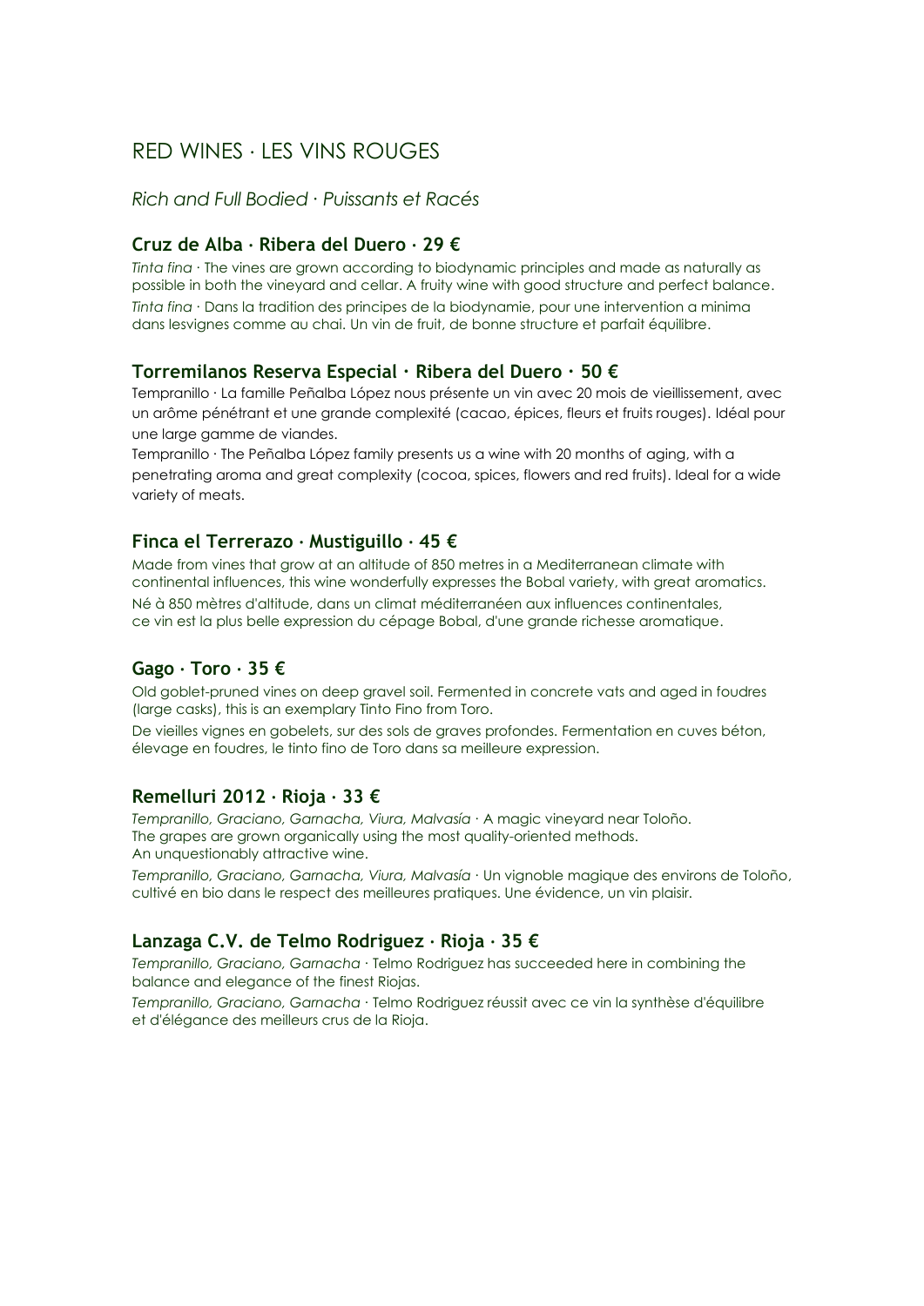# RED WINES · LES VINS ROUGES

*Rich and Full Bodied · Puissants et Racés*

### Cruz de Alba · Ribera del Duero · 29 €

*Tinta fina* · The vines are grown according to biodynamic principles and made as naturally as possible in both the vineyard and cellar. A fruity wine with good structure and perfect balance.

*Tinta fina* · Dans la tradition des principes de la biodynamie, pour une intervention a minima dans lesvignes comme au chai. Un vin de fruit, de bonne structure et parfait équilibre.

### Torremilanos Reserva Especial · Ribera del Duero · 50 €

Tempranillo · La famille Peñalba López nous présente un vin avec 20 mois de vieillissement, avec un arôme pénétrant et une grande complexité (cacao, épices, fleurs et fruits rouges). Idéal pour une large gamme de viandes.

Tempranillo · The Peñalba López family presents us a wine with 20 months of aging, with a penetrating aroma and great complexity (cocoa, spices, flowers and red fruits). Ideal for a wide variety of meats.

### Finca el Terrerazo · Mustiguillo · 45 €

Made from vines that grow at an altitude of 850 metres in a Mediterranean climate with continental influences, this wine wonderfully expresses the Bobal variety, with great aromatics.

Né à 850 mètres d'altitude, dans un climat méditerranéen aux influences continentales, ce vin est la plus belle expression du cépage Bobal, d'une grande richesse aromatique.

### Gago · Toro · 35 €

Old goblet-pruned vines on deep gravel soil. Fermented in concrete vats and aged in foudres (large casks), this is an exemplary Tinto Fino from Toro.

De vieilles vignes en gobelets, sur des sols de graves profondes. Fermentation en cuves béton, élevage en foudres, le tinto fino de Toro dans sa meilleure expression.

### Remelluri 2012 · Rioja · 33 €

*Tempranillo, Graciano, Garnacha, Viura, Malvasía* · A magic vineyard near Toloño. The grapes are grown organically using the most quality-oriented methods. An unquestionably attractive wine.

*Tempranillo, Graciano, Garnacha, Viura, Malvasía* · Un vignoble magique des environs de Toloño, cultivé en bio dans le respect des meilleures pratiques. Une évidence, un vin plaisir.

### Lanzaga C.V. de Telmo Rodriguez · Rioja · 35 €

*Tempranillo, Graciano, Garnacha* · Telmo Rodriguez has succeeded here in combining the balance and elegance of the finest Riojas.

*Tempranillo, Graciano, Garnacha* · Telmo Rodriguez réussit avec ce vin la synthèse d'équilibre et d'élégance des meilleurs crus de la Rioja.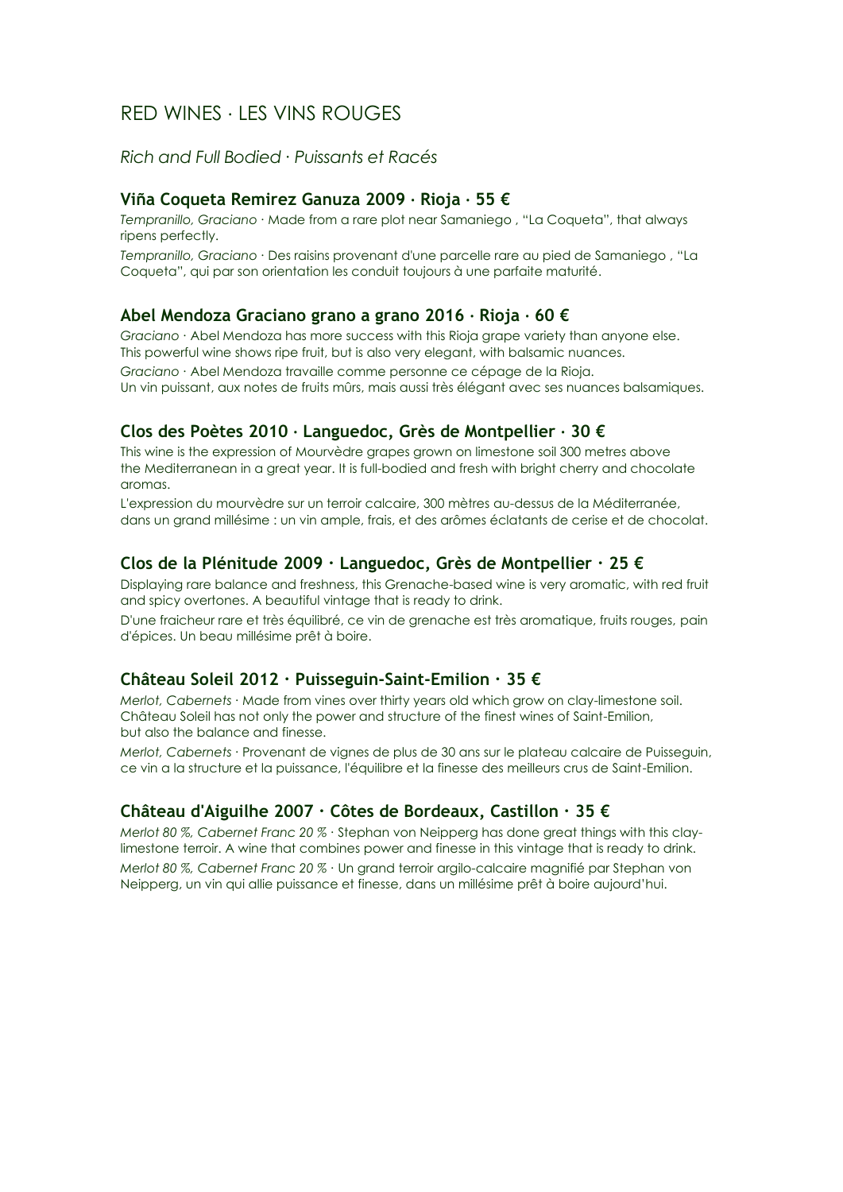# RED WINES · LES VINS ROUGES

## *Rich and Full Bodied · Puissants et Racés*

### Viña Coqueta Remirez Ganuza 2009 · Rioja · 55 €

*Tempranillo, Graciano* · Made from a rare plot near Samaniego , “La Coqueta”, that always ripens perfectly.

*Tempranillo, Graciano* · Des raisins provenant d'une parcelle rare au pied de Samaniego , “La Coqueta”, qui par son orientation les conduit toujours à une parfaite maturité.

### Abel Mendoza Graciano grano a grano 2016 · Rioja · 60 €

*Graciano* · Abel Mendoza has more success with this Rioja grape variety than anyone else. This powerful wine shows ripe fruit, but is also very elegant, with balsamic nuances.

*Graciano* · Abel Mendoza travaille comme personne ce cépage de la Rioja. Un vin puissant, aux notes de fruits mûrs, mais aussi très élégant avec ses nuances balsamiques.

### Clos des Poètes 2010 · Languedoc, Grès de Montpellier · 30 €

This wine is the expression of Mourvèdre grapes grown on limestone soil 300 metres above the Mediterranean in a great year. It is full-bodied and fresh with bright cherry and chocolate aromas.

L'expression du mourvèdre sur un terroir calcaire, 300 mètres au-dessus de la Méditerranée, dans un grand millésime : un vin ample, frais, et des arômes éclatants de cerise et de chocolat.

### Clos de la Plénitude 2009 · Languedoc, Grès de Montpellier · 25 €

Displaying rare balance and freshness, this Grenache-based wine is very aromatic, with red fruit and spicy overtones. A beautiful vintage that is ready to drink.

D'une fraicheur rare et très équilibré, ce vin de grenache est très aromatique, fruits rouges, pain d'épices. Un beau millésime prêt à boire.

### Château Soleil 2012 · Puisseguin-Saint-Emilion · 35 €

*Merlot, Cabernets* · Made from vines over thirty years old which grow on clay-limestone soil. Château Soleil has not only the power and structure of the finest wines of Saint-Emilion, but also the balance and finesse.

*Merlot, Cabernets* · Provenant de vignes de plus de 30 ans sur le plateau calcaire de Puisseguin, ce vin a la structure et la puissance, l'équilibre et la finesse des meilleurs crus de Saint-Emilion.

### Château d'Aiguilhe 2007 · Côtes de Bordeaux, Castillon · 35 €

*Merlot 80 %, Cabernet Franc 20 %* · Stephan von Neipperg has done great things with this clay-limestone terroir. A wine that combines power and finesse in this vintage that is ready to drink.

*Merlot 80 %, Cabernet Franc 20 %* · Un grand terroir argilo-calcaire magnifié par Stephan von Neipperg, un vin qui allie puissance et finesse, dans un millésime prêt à boire aujourd'hui.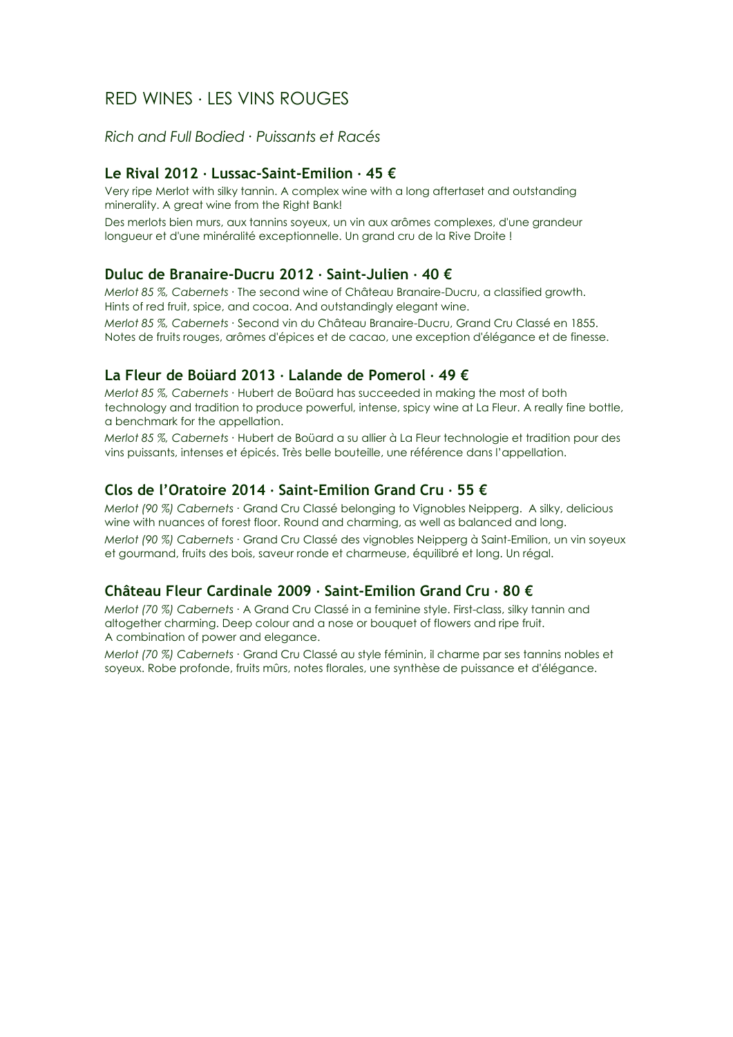# RED WINES · LES VINS ROUGES

*Rich and Full Bodied · Puissants et Racés*

### Le Rival 2012 · Lussac-Saint-Emilion · 45 €

Very ripe Merlot with silky tannin. A complex wine with a long aftertaset and outstanding minerality. A great wine from the Right Bank!

Des merlots bien murs, aux tannins soyeux, un vin aux arômes complexes, d'une grandeur longueur et d'une minéralité exceptionnelle. Un grand cru de la Rive Droite !

### Duluc de Branaire-Ducru 2012 · Saint-Julien · 40 €

*Merlot 85 %, Cabernets* · The second wine of Château Branaire-Ducru, a classified growth. Hints of red fruit, spice, and cocoa. And outstandingly elegant wine.

*Merlot 85 %, Cabernets* · Second vin du Château Branaire-Ducru, Grand Cru Classé en 1855. Notes de fruits rouges, arômes d'épices et de cacao, une exception d'élégance et de finesse.

### La Fleur de Boüard 2013 · Lalande de Pomerol · 49 €

*Merlot 85 %, Cabernets* · Hubert de Boüard has succeeded in making the most of both technology and tradition to produce powerful, intense, spicy wine at La Fleur. A really fine bottle, a benchmark for the appellation.

*Merlot 85 %, Cabernets* · Hubert de Boüard a su allier à La Fleur technologie et tradition pour des vins puissants, intenses et épicés. Très belle bouteille, une référence dans l'appellation.

### Clos de l'Oratoire 2014 · Saint-Emilion Grand Cru · 55 €

*Merlot (90 %) Cabernets* · Grand Cru Classé belonging to Vignobles Neipperg. A silky, delicious wine with nuances of forest floor. Round and charming, as well as balanced and long.

*Merlot (90 %) Cabernets* · Grand Cru Classé des vignobles Neipperg à Saint-Emilion, un vin soyeux et gourmand, fruits des bois, saveur ronde et charmeuse, équilibré et long. Un régal.

### Château Fleur Cardinale 2009 · Saint-Emilion Grand Cru · 80 €

*Merlot (70 %) Cabernets* · A Grand Cru Classé in a feminine style. First-class, silky tannin and altogether charming. Deep colour and a nose or bouquet of flowers and ripe fruit. A combination of power and elegance.

*Merlot (70 %) Cabernets* · Grand Cru Classé au style féminin, il charme par ses tannins nobles et soyeux. Robe profonde, fruits mûrs, notes florales, une synthèse de puissance et d'élégance.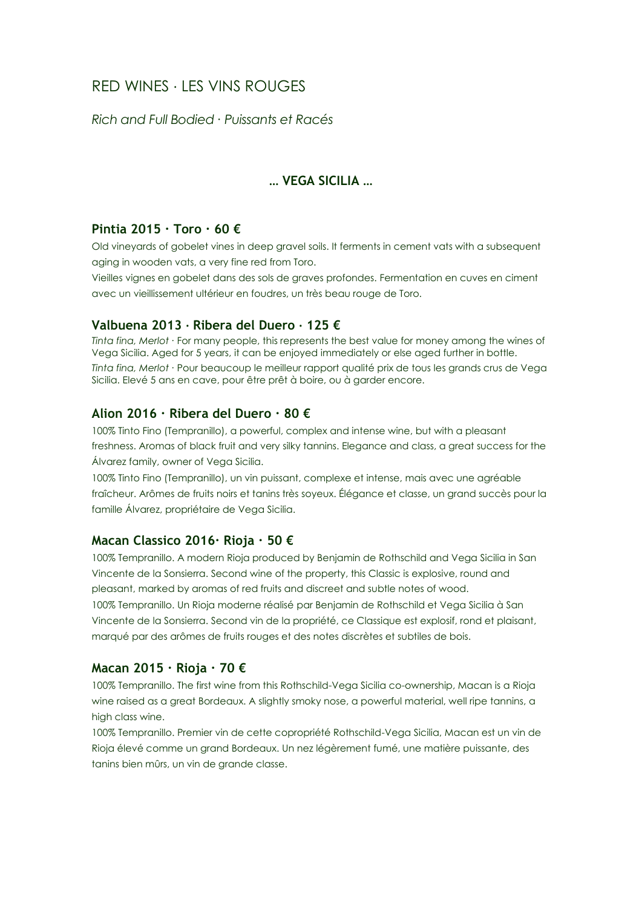# RED WINES · LES VINS ROUGES

*Rich and Full Bodied · Puissants et Racés*

**… VEGA SICILIA …**

### Pintia 2015 · Toro · 60 €

Old vineyards of gobelet vines in deep gravel soils. It ferments in cement vats with a subsequent aging in wooden vats, a very fine red from Toro.

Vieilles vignes en gobelet dans des sols de graves profondes. Fermentation en cuves en ciment avec un vieillissement ultérieur en foudres, un très beau rouge de Toro.

### Valbuena 2013 · Ribera del Duero · 125 €

*Tinta fina, Merlot* · For many people, this represents the best value for money among the wines of Vega Sicilia. Aged for 5 years, it can be enjoyed immediately or else aged further in bottle.

*Tinta fina, Merlot* · Pour beaucoup le meilleur rapport qualité prix de tous les grands crus de Vega Sicilia. Elevé 5 ans en cave, pour être prêt à boire, ou à garder encore.

### Alion 2016 · Ribera del Duero · 80 €

100% Tinto Fino (Tempranillo), a powerful, complex and intense wine, but with a pleasant freshness. Aromas of black fruit and very silky tannins. Elegance and class, a great success for the Álvarez family, owner of Vega Sicilia.

100% Tinto Fino (Tempranillo), un vin puissant, complexe et intense, mais avec une agréable fraîcheur. Arômes de fruits noirs et tanins très soyeux. Élégance et classe, un grand succès pour la famille Álvarez, propriétaire de Vega Sicilia.

### Macan Classico 2016· Rioja · 50 €

100% Tempranillo. A modern Rioja produced by Benjamin de Rothschild and Vega Sicilia in San Vincente de la Sonsierra. Second wine of the property, this Classic is explosive, round and pleasant, marked by aromas of red fruits and discreet and subtle notes of wood.

100% Tempranillo. Un Rioja moderne réalisé par Benjamin de Rothschild et Vega Sicilia à San Vincente de la Sonsierra. Second vin de la propriété, ce Classique est explosif, rond et plaisant, marqué par des arômes de fruits rouges et des notes discrètes et subtiles de bois.

### Macan 2015 · Rioja · 70 €

100% Tempranillo. The first wine from this Rothschild-Vega Sicilia co-ownership, Macan is a Rioja wine raised as a great Bordeaux. A slightly smoky nose, a powerful material, well ripe tannins, a high class wine.

100% Tempranillo. Premier vin de cette copropriété Rothschild-Vega Sicilia, Macan est un vin de Rioja élevé comme un grand Bordeaux. Un nez légèrement fumé, une matière puissante, des tanins bien mûrs, un vin de grande classe.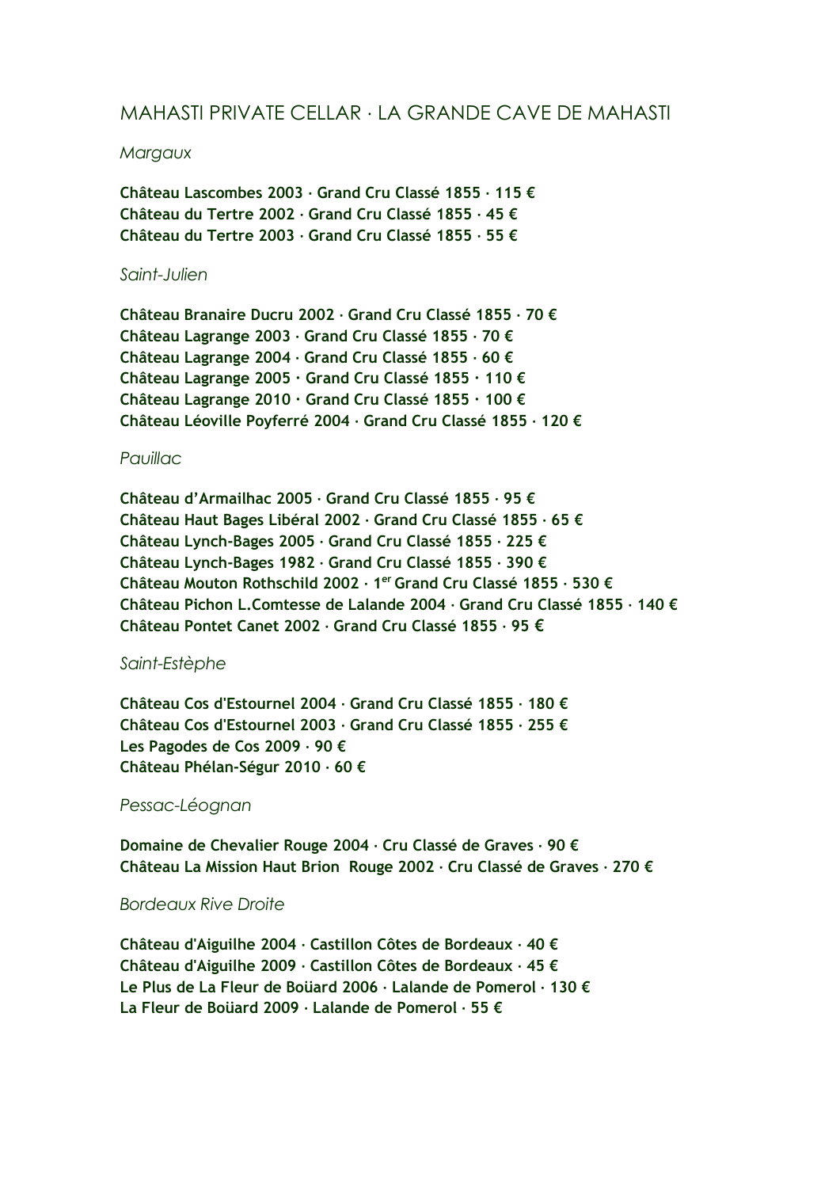## MAHASTI PRIVATE CELLAR · LA GRANDE CAVE DE MAHASTI

*Margaux*

**Château Lascombes 2003 · Grand Cru Classé 1855 · 115 €**
**Château du Tertre 2002 · Grand Cru Classé 1855 · 45 €**
**Château du Tertre 2003 · Grand Cru Classé 1855 · 55 €**

*Saint-Julien*

**Château Branaire Ducru 2002 · Grand Cru Classé 1855 · 70 €**
**Château Lagrange 2003 · Grand Cru Classé 1855 · 70 €**
**Château Lagrange 2004 · Grand Cru Classé 1855 · 60 €**
**Château Lagrange 2005 · Grand Cru Classé 1855 · 110 €**
**Château Lagrange 2010 · Grand Cru Classé 1855 · 100 €**
**Château Léoville Poyferré 2004 · Grand Cru Classé 1855 · 120 €**

*Pauillac*

**Château d'Armailhac 2005 · Grand Cru Classé 1855 · 95 €**
**Château Haut Bages Libéral 2002 · Grand Cru Classé 1855 · 65 €**
**Château Lynch-Bages 2005 · Grand Cru Classé 1855 · 225 €**
**Château Lynch-Bages 1982 · Grand Cru Classé 1855 · 390 €**
**Château Mouton Rothschild 2002 · 1er Grand Cru Classé 1855 · 530 €**
**Château Pichon L.Comtesse de Lalande 2004 · Grand Cru Classé 1855 · 140 €**
**Château Pontet Canet 2002 · Grand Cru Classé 1855 · 95 €**

*Saint-Estèphe*

**Château Cos d'Estournel 2004 · Grand Cru Classé 1855 · 180 €**
**Château Cos d'Estournel 2003 · Grand Cru Classé 1855 · 255 €**
**Les Pagodes de Cos 2009 · 90 €**
**Château Phélan-Ségur 2010 · 60 €**

*Pessac-Léognan*

**Domaine de Chevalier Rouge 2004 · Cru Classé de Graves · 90 €**
**Château La Mission Haut Brion Rouge 2002 · Cru Classé de Graves · 270 €**

*Bordeaux Rive Droite*

**Château d'Aiguilhe 2004 · Castillon Côtes de Bordeaux · 40 €**
**Château d'Aiguilhe 2009 · Castillon Côtes de Bordeaux · 45 €**
**Le Plus de La Fleur de Boüard 2006 · Lalande de Pomerol · 130 €**
**La Fleur de Boüard 2009 · Lalande de Pomerol · 55 €**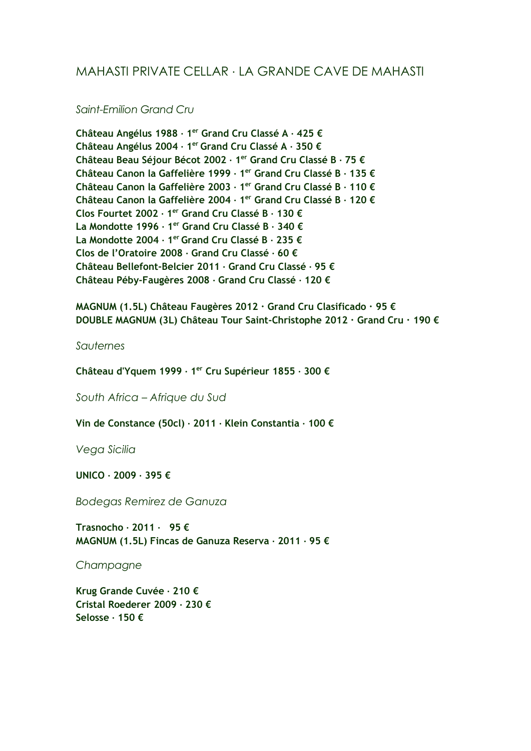# MAHASTI PRIVATE CELLAR · LA GRANDE CAVE DE MAHASTI

*Saint-Emilion Grand Cru*

**Château Angélus 1988 · 1er Grand Cru Classé A · 425 €**
**Château Angélus 2004 · 1er Grand Cru Classé A · 350 €**
**Château Beau Séjour Bécot 2002 · 1er Grand Cru Classé B · 75 €**
**Château Canon la Gaffelière 1999 · 1er Grand Cru Classé B · 135 €**
**Château Canon la Gaffelière 2003 · 1er Grand Cru Classé B · 110 €**
**Château Canon la Gaffelière 2004 · 1er Grand Cru Classé B · 120 €**
**Clos Fourtet 2002 · 1er Grand Cru Classé B · 130 €**
**La Mondotte 1996 · 1er Grand Cru Classé B · 340 €**
**La Mondotte 2004 · 1er Grand Cru Classé B · 235 €**
**Clos de l'Oratoire 2008 · Grand Cru Classé · 60 €**
**Château Bellefont-Belcier 2011 · Grand Cru Classé · 95 €**
**Château Péby-Faugères 2008 · Grand Cru Classé · 120 €**

**MAGNUM (1.5L) Château Faugères 2012 · Grand Cru Clasificado · 95 €**
**DOUBLE MAGNUM (3L) Château Tour Saint-Christophe 2012 · Grand Cru · 190 €**

*Sauternes*

**Château d'Yquem 1999 · 1er Cru Supérieur 1855 · 300 €**

*South Africa – Afrique du Sud*

**Vin de Constance (50cl) · 2011 · Klein Constantia · 100 €**

*Vega Sicilia*

**UNICO · 2009 · 395 €**

*Bodegas Remirez de Ganuza*

**Trasnocho · 2011 · 95 €**
**MAGNUM (1.5L) Fincas de Ganuza Reserva · 2011 · 95 €**

*Champagne*

**Krug Grande Cuvée · 210 €**
**Cristal Roederer 2009 · 230 €**
**Selosse · 150 €**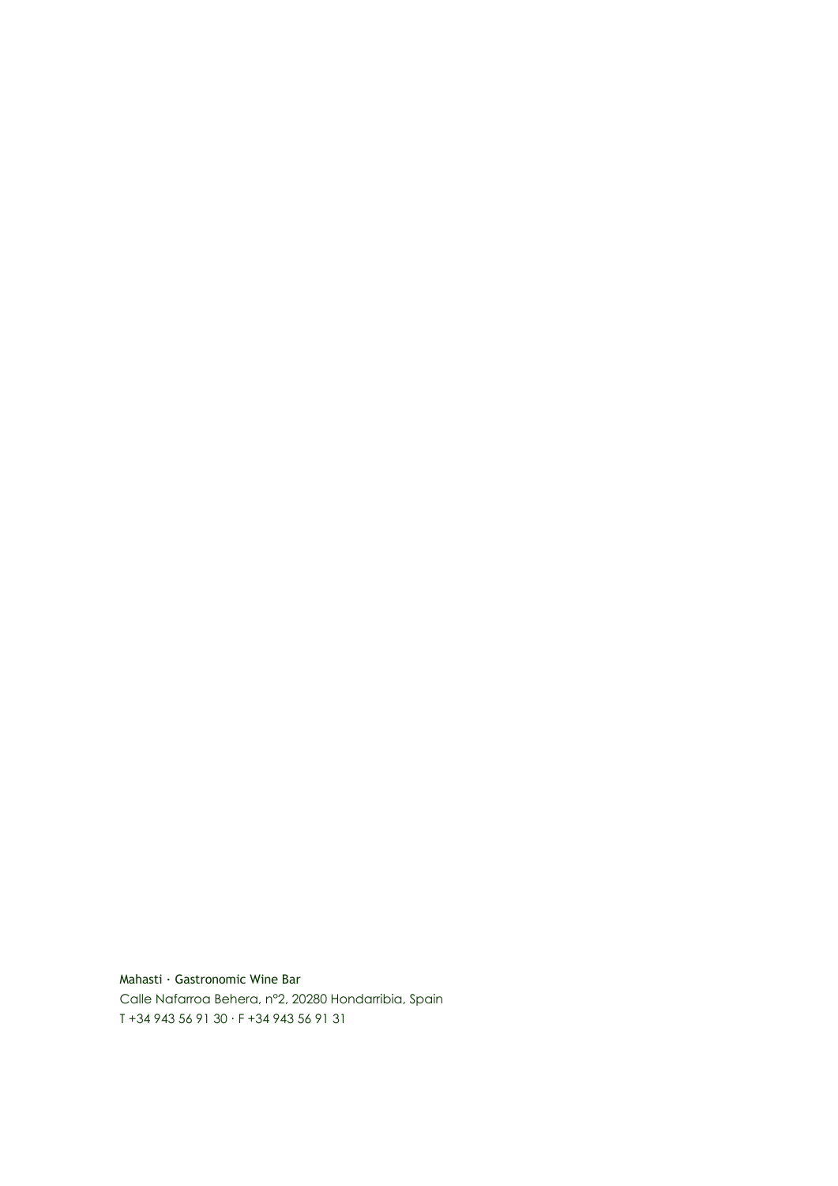Mahasti · Gastronomic Wine Bar
Calle Nafarroa Behera, nº2, 20280 Hondarribia, Spain
T +34 943 56 91 30 · F +34 943 56 91 31